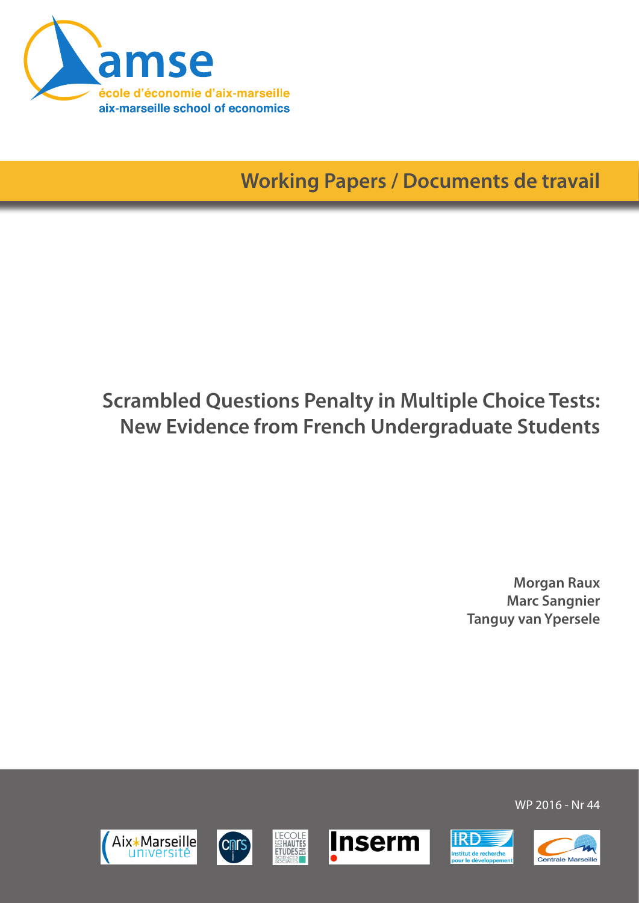amse

école d'économie d'aix-marseille

aix-marseille school of economics

**Working Papers / Documents de travail**

# Scrambled Questions Penalty in Multiple Choice Tests: New Evidence from French Undergraduate Students

**Morgan Raux**
**Marc Sangnier**
**Tanguy van Ypersele**

WP 2016 - Nr 44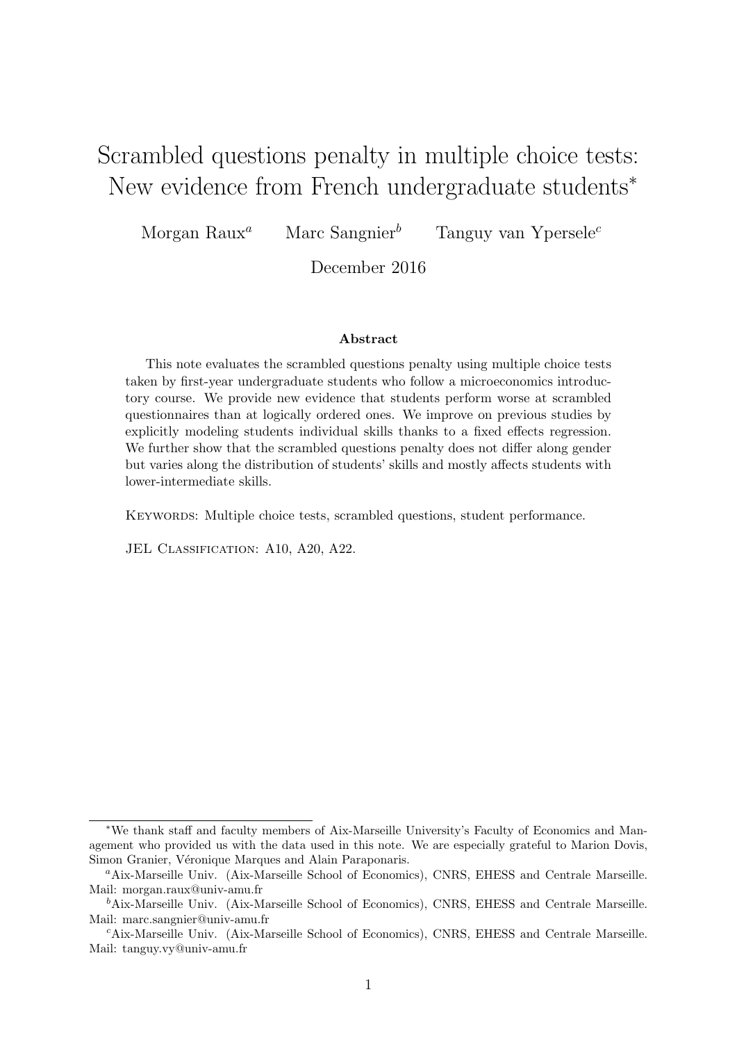# Scrambled questions penalty in multiple choice tests: New evidence from French undergraduate students*

Morgan Raux[a] Marc Sangnier[b] Tanguy van Ypersele[c]

December 2016

**Abstract**

This note evaluates the scrambled questions penalty using multiple choice tests taken by first-year undergraduate students who follow a microeconomics introductory course. We provide new evidence that students perform worse at scrambled questionnaires than at logically ordered ones. We improve on previous studies by explicitly modeling students individual skills thanks to a fixed effects regression. We further show that the scrambled questions penalty does not differ along gender but varies along the distribution of students' skills and mostly affects students with lower-intermediate skills.

Keywords: Multiple choice tests, scrambled questions, student performance.

JEL Classification: A10, A20, A22.

---

*We thank staff and faculty members of Aix-Marseille University's Faculty of Economics and Management who provided us with the data used in this note. We are especially grateful to Marion Dovis, Simon Granier, Véronique Marques and Alain Paraponaris.

[a]Aix-Marseille Univ. (Aix-Marseille School of Economics), CNRS, EHESS and Centrale Marseille. Mail: morgan.raux@univ-amu.fr

[b]Aix-Marseille Univ. (Aix-Marseille School of Economics), CNRS, EHESS and Centrale Marseille. Mail: marc.sangnier@univ-amu.fr

[c]Aix-Marseille Univ. (Aix-Marseille School of Economics), CNRS, EHESS and Centrale Marseille. Mail: tanguy.vy@univ-amu.fr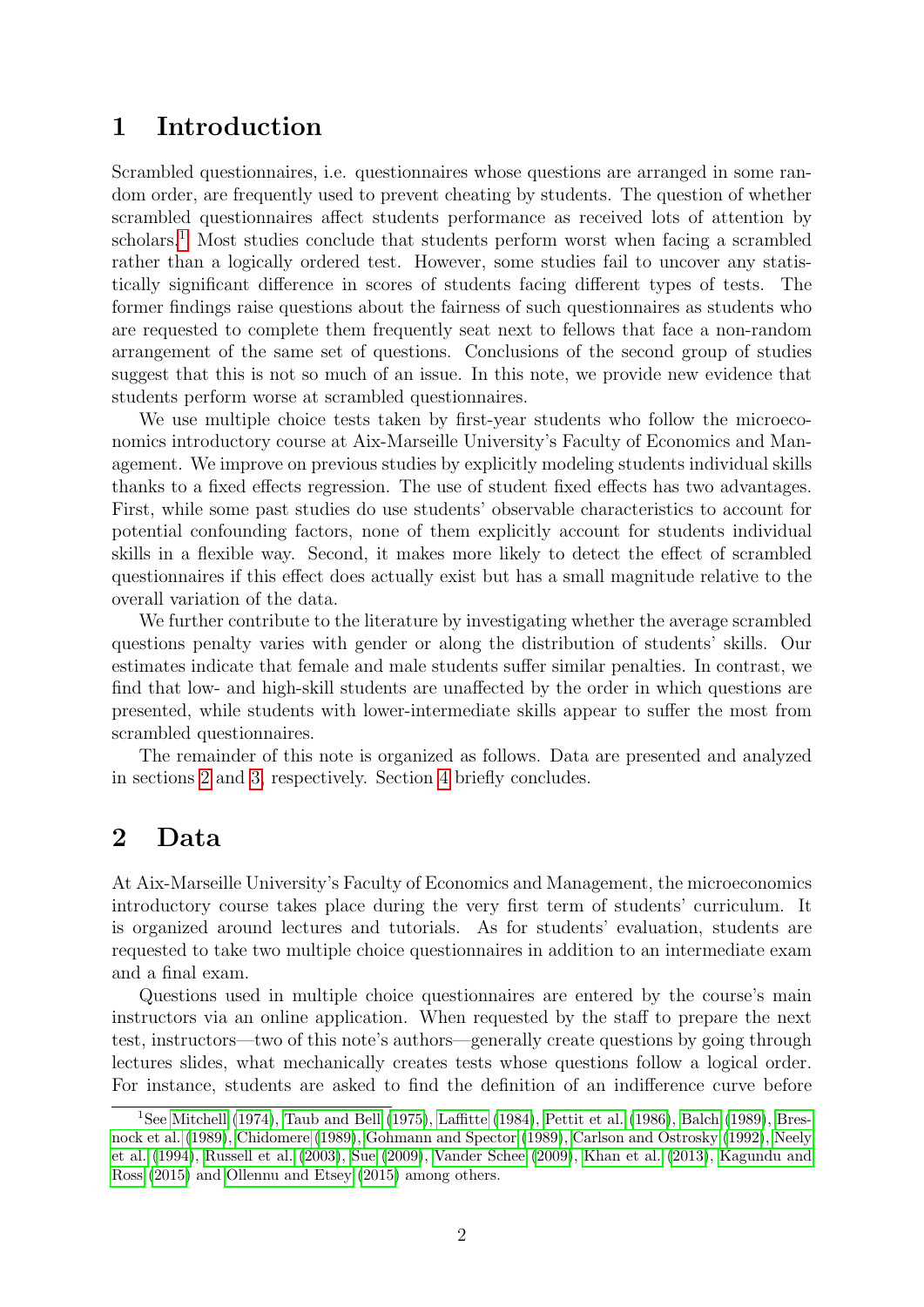# 1 Introduction

Scrambled questionnaires, i.e. questionnaires whose questions are arranged in some random order, are frequently used to prevent cheating by students. The question of whether scrambled questionnaires affect students performance as received lots of attention by scholars.[1] Most studies conclude that students perform worst when facing a scrambled rather than a logically ordered test. However, some studies fail to uncover any statistically significant difference in scores of students facing different types of tests. The former findings raise questions about the fairness of such questionnaires as students who are requested to complete them frequently seat next to fellows that face a non-random arrangement of the same set of questions. Conclusions of the second group of studies suggest that this is not so much of an issue. In this note, we provide new evidence that students perform worse at scrambled questionnaires.

We use multiple choice tests taken by first-year students who follow the microeconomics introductory course at Aix-Marseille University's Faculty of Economics and Management. We improve on previous studies by explicitly modeling students individual skills thanks to a fixed effects regression. The use of student fixed effects has two advantages. First, while some past studies do use students' observable characteristics to account for potential confounding factors, none of them explicitly account for students individual skills in a flexible way. Second, it makes more likely to detect the effect of scrambled questionnaires if this effect does actually exist but has a small magnitude relative to the overall variation of the data.

We further contribute to the literature by investigating whether the average scrambled questions penalty varies with gender or along the distribution of students' skills. Our estimates indicate that female and male students suffer similar penalties. In contrast, we find that low- and high-skill students are unaffected by the order in which questions are presented, while students with lower-intermediate skills appear to suffer the most from scrambled questionnaires.

The remainder of this note is organized as follows. Data are presented and analyzed in sections 2 and 3, respectively. Section 4 briefly concludes.

# 2 Data

At Aix-Marseille University's Faculty of Economics and Management, the microeconomics introductory course takes place during the very first term of students' curriculum. It is organized around lectures and tutorials. As for students' evaluation, students are requested to take two multiple choice questionnaires in addition to an intermediate exam and a final exam.

Questions used in multiple choice questionnaires are entered by the course's main instructors via an online application. When requested by the staff to prepare the next test, instructors—two of this note's authors—generally create questions by going through lectures slides, what mechanically creates tests whose questions follow a logical order. For instance, students are asked to find the definition of an indifference curve before

[1] See Mitchell (1974), Taub and Bell (1975), Laffitte (1984), Pettit et al. (1986), Balch (1989), Bresnock et al. (1989), Chidomere (1989), Gohmann and Spector (1989), Carlson and Ostrosky (1992), Neely et al. (1994), Russell et al. (2003), Sue (2009), Vander Schee (2009), Khan et al. (2013), Kagundu and Ross (2015) and Ollennu and Etsey (2015) among others.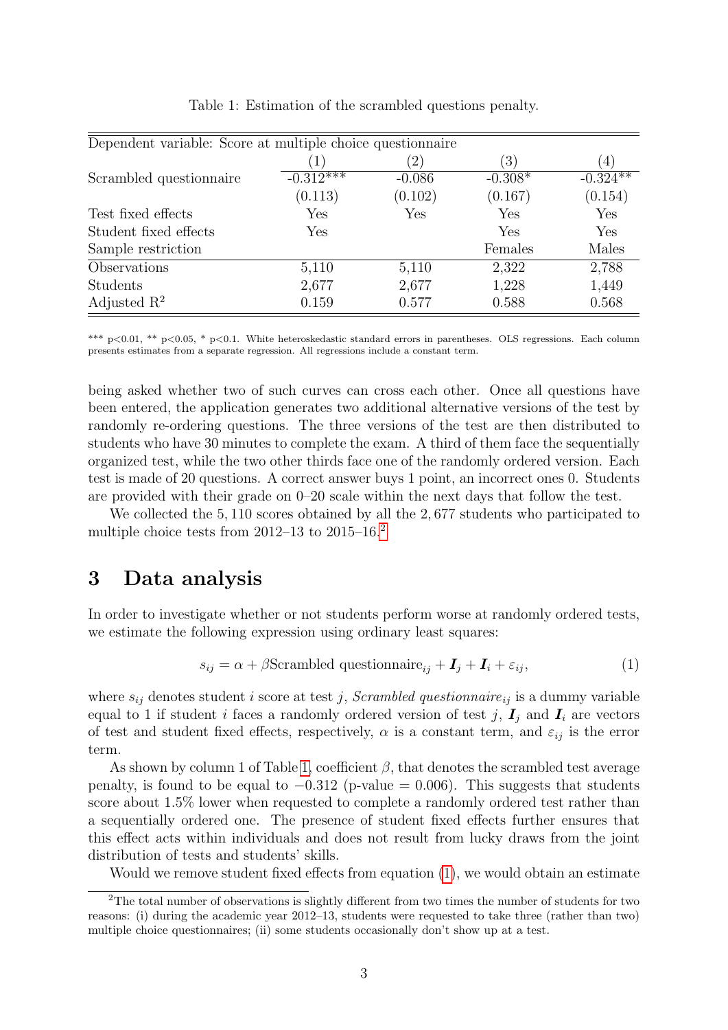Table 1: Estimation of the scrambled questions penalty.

| Dependent variable: Score at multiple choice questionnaire | | | | |
|---|---|---|---|---|
| | (1) | (2) | (3) | (4) |
| Scrambled questionnaire | -0.312*** | -0.086 | -0.308* | -0.324** |
| | (0.113) | (0.102) | (0.167) | (0.154) |
| Test fixed effects | Yes | Yes | Yes | Yes |
| Student fixed effects | Yes | | Yes | Yes |
| Sample restriction | | | Females | Males |
| Observations | 5,110 | 5,110 | 2,322 | 2,788 |
| Students | 2,677 | 2,677 | 1,228 | 1,449 |
| Adjusted $R^2$ | 0.159 | 0.577 | 0.588 | 0.568 |

*** p<0.01, ** p<0.05, * p<0.1. White heteroskedastic standard errors in parentheses. OLS regressions. Each column presents estimates from a separate regression. All regressions include a constant term.

being asked whether two of such curves can cross each other. Once all questions have been entered, the application generates two additional alternative versions of the test by randomly re-ordering questions. The three versions of the test are then distributed to students who have 30 minutes to complete the exam. A third of them face the sequentially organized test, while the two other thirds face one of the randomly ordered version. Each test is made of 20 questions. A correct answer buys 1 point, an incorrect ones 0. Students are provided with their grade on 0–20 scale within the next days that follow the test.

We collected the 5,110 scores obtained by all the 2,677 students who participated to multiple choice tests from 2012–13 to 2015–16.[2]

## 3 Data analysis

In order to investigate whether or not students perform worse at randomly ordered tests, we estimate the following expression using ordinary least squares:

$$s_{ij} = \alpha + \beta \text{Scrambled questionnaire}_{ij} + \boldsymbol{I}_j + \boldsymbol{I}_i + \varepsilon_{ij}, \tag{1}$$

where $s_{ij}$ denotes student $i$ score at test $j$, *Scrambled questionnaire*$_{ij}$ is a dummy variable equal to 1 if student $i$ faces a randomly ordered version of test $j$, $\boldsymbol{I}_j$ and $\boldsymbol{I}_i$ are vectors of test and student fixed effects, respectively, $\alpha$ is a constant term, and $\varepsilon_{ij}$ is the error term.

As shown by column 1 of Table 1, coefficient $\beta$, that denotes the scrambled test average penalty, is found to be equal to $-0.312$ (p-value = 0.006). This suggests that students score about 1.5% lower when requested to complete a randomly ordered test rather than a sequentially ordered one. The presence of student fixed effects further ensures that this effect acts within individuals and does not result from lucky draws from the joint distribution of tests and students' skills.

Would we remove student fixed effects from equation (1), we would obtain an estimate

[2] The total number of observations is slightly different from two times the number of students for two reasons: (i) during the academic year 2012–13, students were requested to take three (rather than two) multiple choice questionnaires; (ii) some students occasionally don't show up at a test.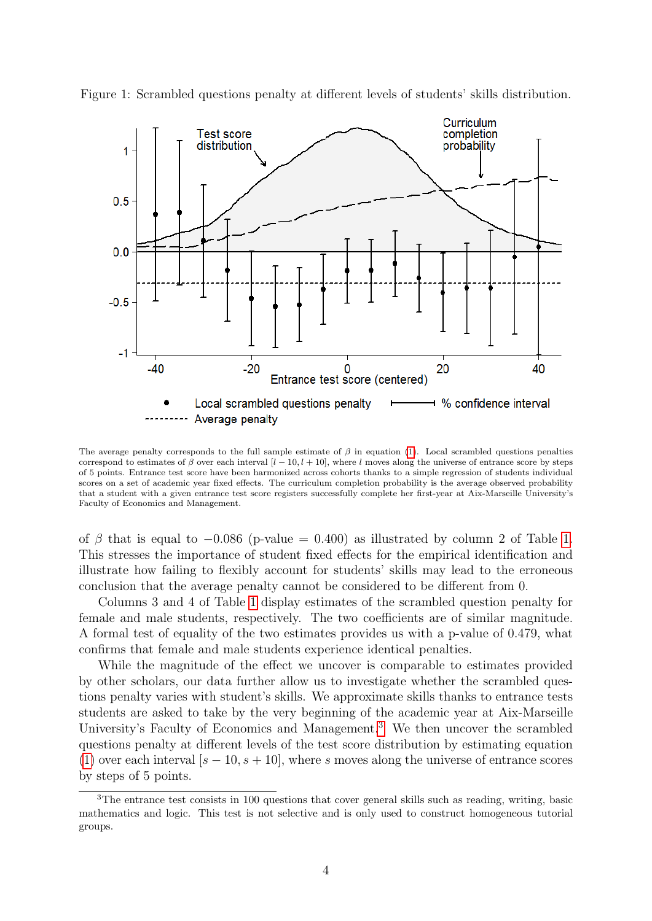Figure 1: Scrambled questions penalty at different levels of students' skills distribution.

The average penalty corresponds to the full sample estimate of $\beta$ in equation (1). Local scrambled questions penalties correspond to estimates of $\beta$ over each interval $[l-10, l+10]$, where $l$ moves along the universe of entrance score by steps of 5 points. Entrance test score have been harmonized across cohorts thanks to a simple regression of students individual scores on a set of academic year fixed effects. The curriculum completion probability is the average observed probability that a student with a given entrance test score registers successfully complete her first-year at Aix-Marseille University's Faculty of Economics and Management.

of $\beta$ that is equal to $-0.086$ (p-value = 0.400) as illustrated by column 2 of Table 1. This stresses the importance of student fixed effects for the empirical identification and illustrate how failing to flexibly account for students' skills may lead to the erroneous conclusion that the average penalty cannot be considered to be different from 0.

Columns 3 and 4 of Table 1 display estimates of the scrambled question penalty for female and male students, respectively. The two coefficients are of similar magnitude. A formal test of equality of the two estimates provides us with a p-value of 0.479, what confirms that female and male students experience identical penalties.

While the magnitude of the effect we uncover is comparable to estimates provided by other scholars, our data further allow us to investigate whether the scrambled questions penalty varies with student's skills. We approximate skills thanks to entrance tests students are asked to take by the very beginning of the academic year at Aix-Marseille University's Faculty of Economics and Management.[3] We then uncover the scrambled questions penalty at different levels of the test score distribution by estimating equation (1) over each interval $[s-10, s+10]$, where $s$ moves along the universe of entrance scores by steps of 5 points.

[3]The entrance test consists in 100 questions that cover general skills such as reading, writing, basic mathematics and logic. This test is not selective and is only used to construct homogeneous tutorial groups.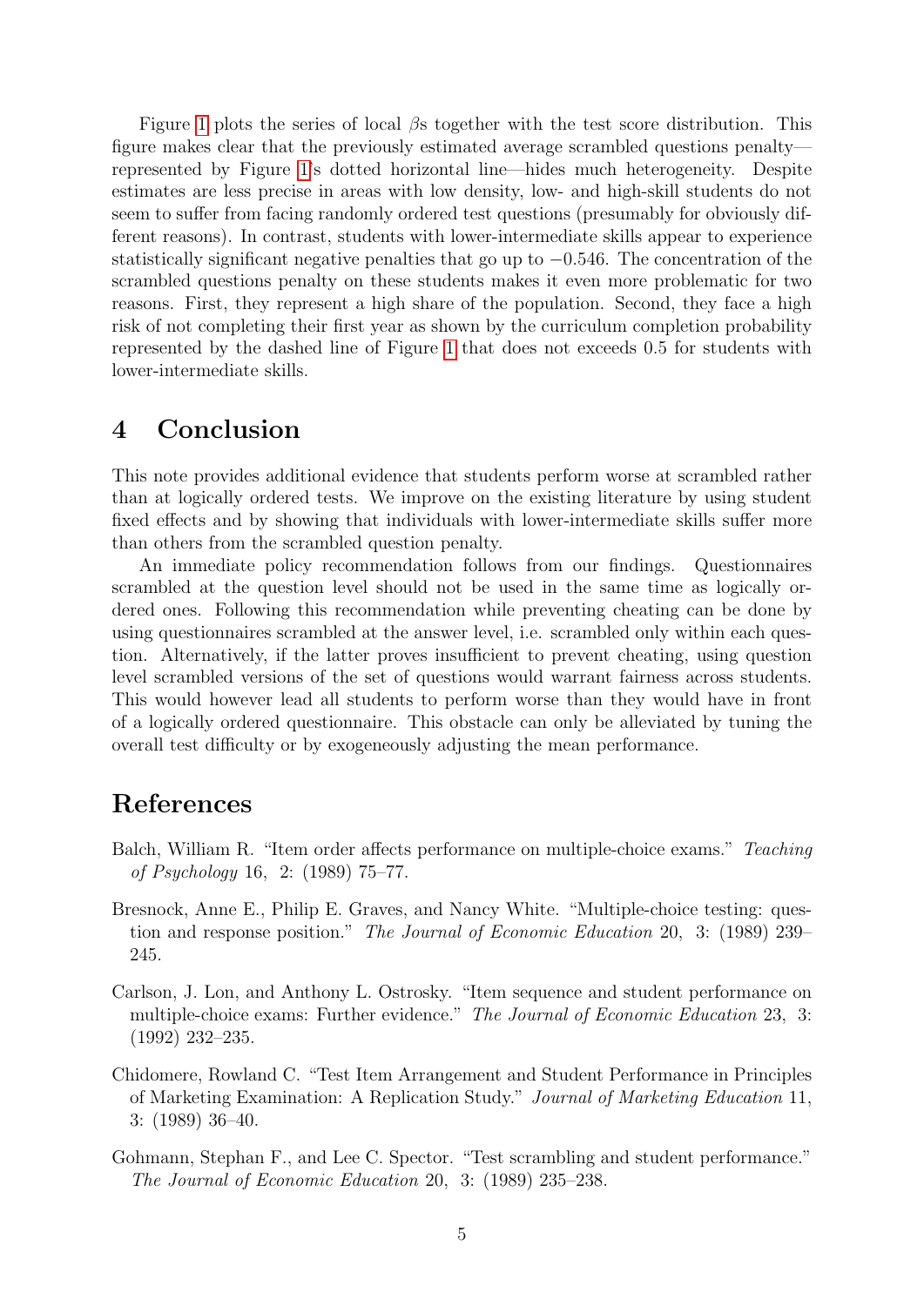Figure 1 plots the series of local $\beta$s together with the test score distribution. This figure makes clear that the previously estimated average scrambled questions penalty—represented by Figure 1's dotted horizontal line—hides much heterogeneity. Despite estimates are less precise in areas with low density, low- and high-skill students do not seem to suffer from facing randomly ordered test questions (presumably for obviously different reasons). In contrast, students with lower-intermediate skills appear to experience statistically significant negative penalties that go up to $-0.546$. The concentration of the scrambled questions penalty on these students makes it even more problematic for two reasons. First, they represent a high share of the population. Second, they face a high risk of not completing their first year as shown by the curriculum completion probability represented by the dashed line of Figure 1 that does not exceeds 0.5 for students with lower-intermediate skills.

## 4 Conclusion

This note provides additional evidence that students perform worse at scrambled rather than at logically ordered tests. We improve on the existing literature by using student fixed effects and by showing that individuals with lower-intermediate skills suffer more than others from the scrambled question penalty.

An immediate policy recommendation follows from our findings. Questionnaires scrambled at the question level should not be used in the same time as logically ordered ones. Following this recommendation while preventing cheating can be done by using questionnaires scrambled at the answer level, i.e. scrambled only within each question. Alternatively, if the latter proves insufficient to prevent cheating, using question level scrambled versions of the set of questions would warrant fairness across students. This would however lead all students to perform worse than they would have in front of a logically ordered questionnaire. This obstacle can only be alleviated by tuning the overall test difficulty or by exogeneously adjusting the mean performance.

## References

Balch, William R. "Item order affects performance on multiple-choice exams." *Teaching of Psychology* 16, 2: (1989) 75–77.

Bresnock, Anne E., Philip E. Graves, and Nancy White. "Multiple-choice testing: question and response position." *The Journal of Economic Education* 20, 3: (1989) 239–245.

Carlson, J. Lon, and Anthony L. Ostrosky. "Item sequence and student performance on multiple-choice exams: Further evidence." *The Journal of Economic Education* 23, 3: (1992) 232–235.

Chidomere, Rowland C. "Test Item Arrangement and Student Performance in Principles of Marketing Examination: A Replication Study." *Journal of Marketing Education* 11, 3: (1989) 36–40.

Gohmann, Stephan F., and Lee C. Spector. "Test scrambling and student performance." *The Journal of Economic Education* 20, 3: (1989) 235–238.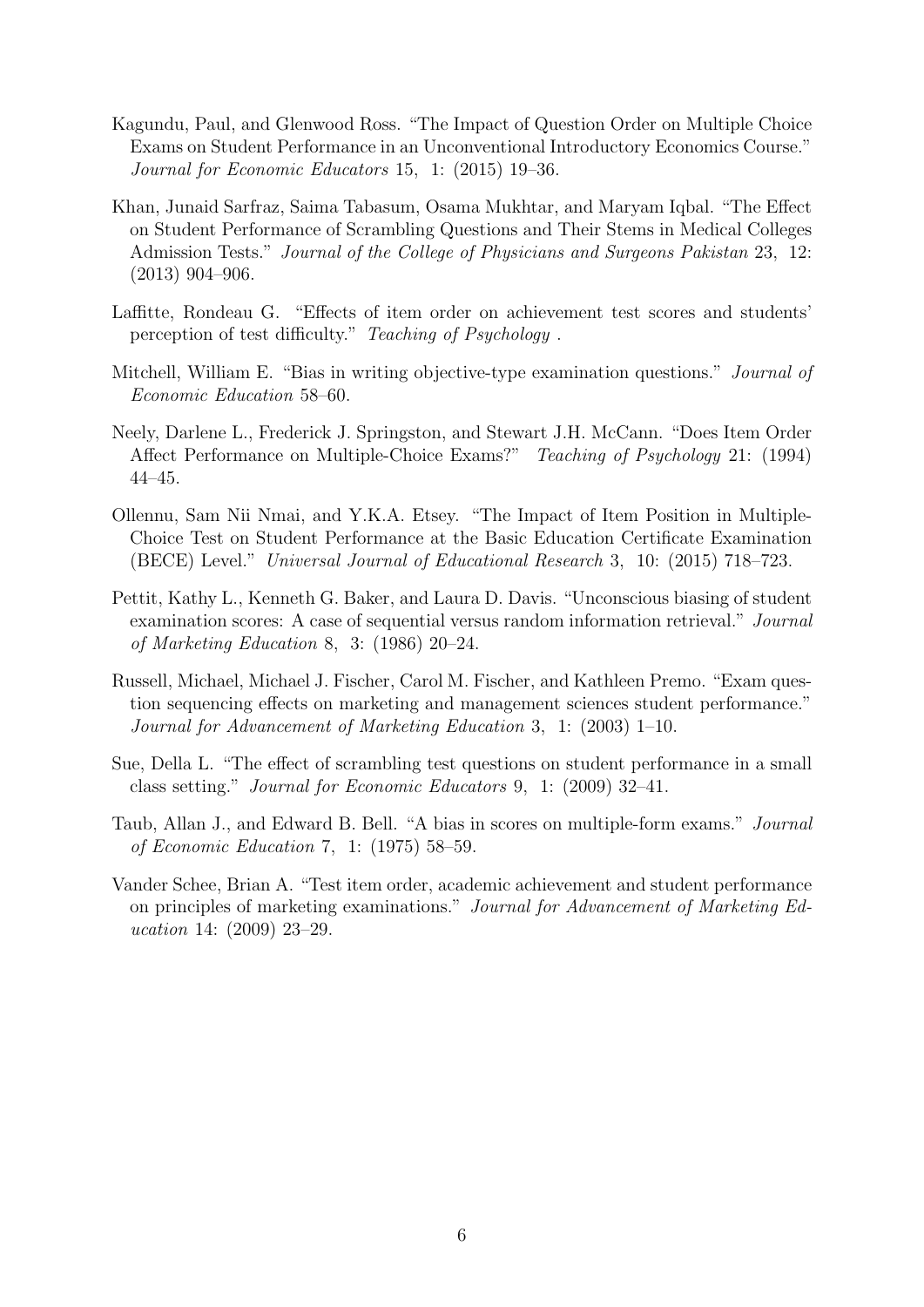Kagundu, Paul, and Glenwood Ross. "The Impact of Question Order on Multiple Choice Exams on Student Performance in an Unconventional Introductory Economics Course." *Journal for Economic Educators* 15, 1: (2015) 19–36.

Khan, Junaid Sarfraz, Saima Tabasum, Osama Mukhtar, and Maryam Iqbal. "The Effect on Student Performance of Scrambling Questions and Their Stems in Medical Colleges Admission Tests." *Journal of the College of Physicians and Surgeons Pakistan* 23, 12: (2013) 904–906.

Laffitte, Rondeau G. "Effects of item order on achievement test scores and students' perception of test difficulty." *Teaching of Psychology* .

Mitchell, William E. "Bias in writing objective-type examination questions." *Journal of Economic Education* 58–60.

Neely, Darlene L., Frederick J. Springston, and Stewart J.H. McCann. "Does Item Order Affect Performance on Multiple-Choice Exams?" *Teaching of Psychology* 21: (1994) 44–45.

Ollennu, Sam Nii Nmai, and Y.K.A. Etsey. "The Impact of Item Position in Multiple-Choice Test on Student Performance at the Basic Education Certificate Examination (BECE) Level." *Universal Journal of Educational Research* 3, 10: (2015) 718–723.

Pettit, Kathy L., Kenneth G. Baker, and Laura D. Davis. "Unconscious biasing of student examination scores: A case of sequential versus random information retrieval." *Journal of Marketing Education* 8, 3: (1986) 20–24.

Russell, Michael, Michael J. Fischer, Carol M. Fischer, and Kathleen Premo. "Exam question sequencing effects on marketing and management sciences student performance." *Journal for Advancement of Marketing Education* 3, 1: (2003) 1–10.

Sue, Della L. "The effect of scrambling test questions on student performance in a small class setting." *Journal for Economic Educators* 9, 1: (2009) 32–41.

Taub, Allan J., and Edward B. Bell. "A bias in scores on multiple-form exams." *Journal of Economic Education* 7, 1: (1975) 58–59.

Vander Schee, Brian A. "Test item order, academic achievement and student performance on principles of marketing examinations." *Journal for Advancement of Marketing Education* 14: (2009) 23–29.